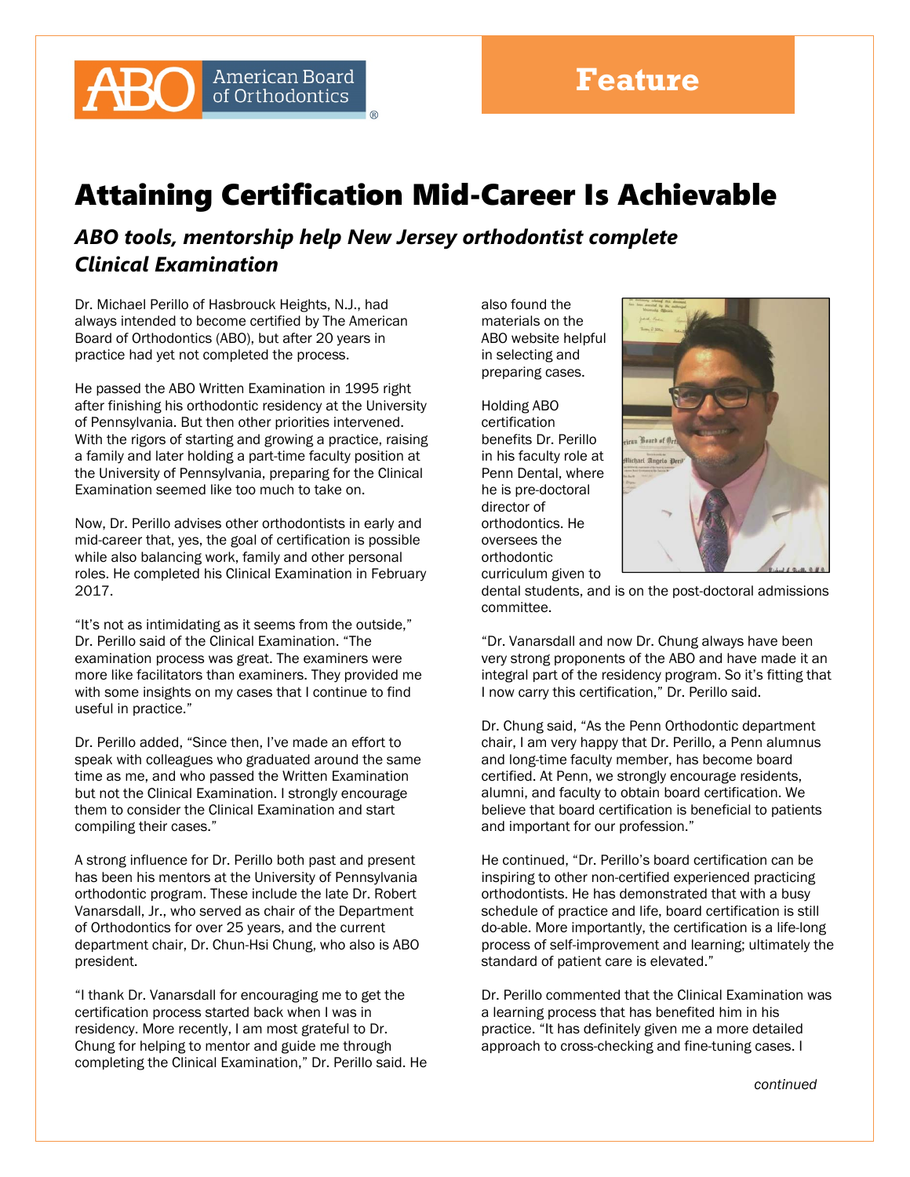ABO American Board of Orthodontics®

**Feature**

# Attaining Certification Mid-Career Is Achievable

## *ABO tools, mentorship help New Jersey orthodontist complete Clinical Examination*

Dr. Michael Perillo of Hasbrouck Heights, N.J., had always intended to become certified by The American Board of Orthodontics (ABO), but after 20 years in practice had yet not completed the process.

He passed the ABO Written Examination in 1995 right after finishing his orthodontic residency at the University of Pennsylvania. But then other priorities intervened. With the rigors of starting and growing a practice, raising a family and later holding a part-time faculty position at the University of Pennsylvania, preparing for the Clinical Examination seemed like too much to take on.

Now, Dr. Perillo advises other orthodontists in early and mid-career that, yes, the goal of certification is possible while also balancing work, family and other personal roles. He completed his Clinical Examination in February 2017.

"It's not as intimidating as it seems from the outside," Dr. Perillo said of the Clinical Examination. "The examination process was great. The examiners were more like facilitators than examiners. They provided me with some insights on my cases that I continue to find useful in practice."

Dr. Perillo added, "Since then, I've made an effort to speak with colleagues who graduated around the same time as me, and who passed the Written Examination but not the Clinical Examination. I strongly encourage them to consider the Clinical Examination and start compiling their cases."

A strong influence for Dr. Perillo both past and present has been his mentors at the University of Pennsylvania orthodontic program. These include the late Dr. Robert Vanarsdall, Jr., who served as chair of the Department of Orthodontics for over 25 years, and the current department chair, Dr. Chun-Hsi Chung, who also is ABO president.

"I thank Dr. Vanarsdall for encouraging me to get the certification process started back when I was in residency. More recently, I am most grateful to Dr. Chung for helping to mentor and guide me through completing the Clinical Examination," Dr. Perillo said. He also found the materials on the ABO website helpful in selecting and preparing cases.

Holding ABO certification benefits Dr. Perillo in his faculty role at Penn Dental, where he is pre-doctoral director of orthodontics. He oversees the orthodontic curriculum given to dental students, and is on the post-doctoral admissions committee.

"Dr. Vanarsdall and now Dr. Chung always have been very strong proponents of the ABO and have made it an integral part of the residency program. So it's fitting that I now carry this certification," Dr. Perillo said.

Dr. Chung said, "As the Penn Orthodontic department chair, I am very happy that Dr. Perillo, a Penn alumnus and long-time faculty member, has become board certified. At Penn, we strongly encourage residents, alumni, and faculty to obtain board certification. We believe that board certification is beneficial to patients and important for our profession."

He continued, "Dr. Perillo's board certification can be inspiring to other non-certified experienced practicing orthodontists. He has demonstrated that with a busy schedule of practice and life, board certification is still do-able. More importantly, the certification is a life-long process of self-improvement and learning; ultimately the standard of patient care is elevated."

Dr. Perillo commented that the Clinical Examination was a learning process that has benefited him in his practice. "It has definitely given me a more detailed approach to cross-checking and fine-tuning cases. I

*continued*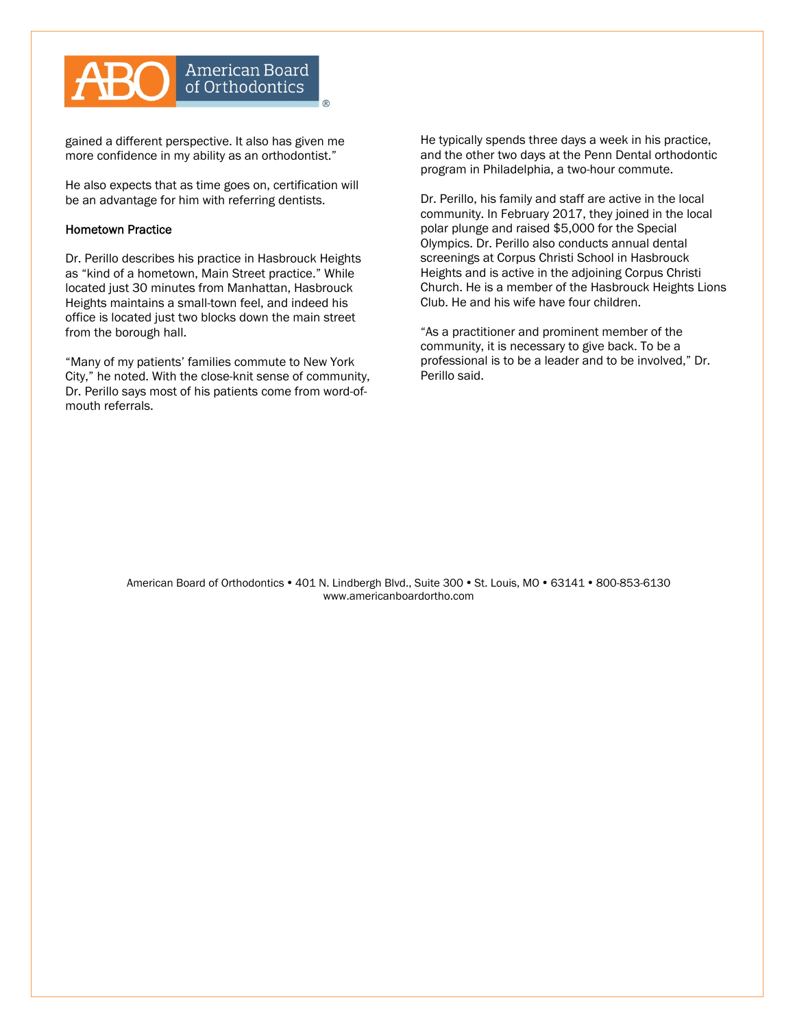gained a different perspective. It also has given me more confidence in my ability as an orthodontist."

He also expects that as time goes on, certification will be an advantage for him with referring dentists.

**Hometown Practice**

Dr. Perillo describes his practice in Hasbrouck Heights as "kind of a hometown, Main Street practice." While located just 30 minutes from Manhattan, Hasbrouck Heights maintains a small-town feel, and indeed his office is located just two blocks down the main street from the borough hall.

"Many of my patients' families commute to New York City," he noted. With the close-knit sense of community, Dr. Perillo says most of his patients come from word-of-mouth referrals.

He typically spends three days a week in his practice, and the other two days at the Penn Dental orthodontic program in Philadelphia, a two-hour commute.

Dr. Perillo, his family and staff are active in the local community. In February 2017, they joined in the local polar plunge and raised $5,000 for the Special Olympics. Dr. Perillo also conducts annual dental screenings at Corpus Christi School in Hasbrouck Heights and is active in the adjoining Corpus Christi Church. He is a member of the Hasbrouck Heights Lions Club. He and his wife have four children.

"As a practitioner and prominent member of the community, it is necessary to give back. To be a professional is to be a leader and to be involved," Dr. Perillo said.